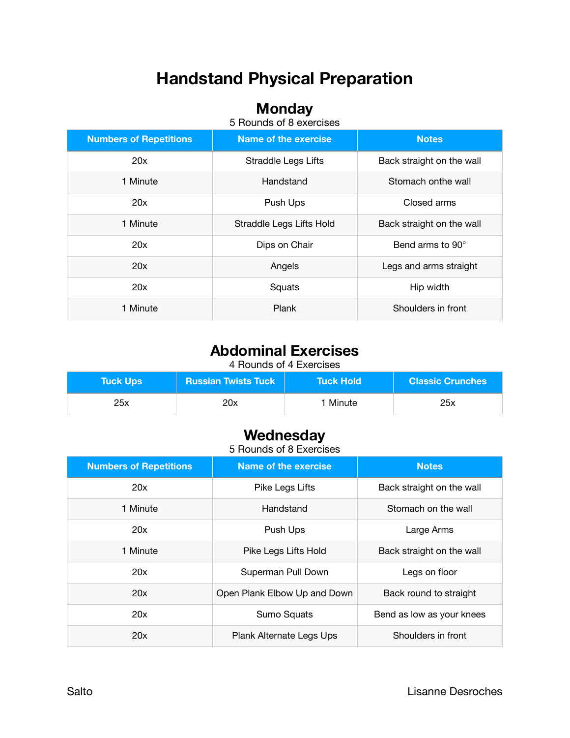# Handstand Physical Preparation

## Monday

5 Rounds of 8 exercises

| Numbers of Repetitions | Name of the exercise | Notes |
|---|---|---|
| 20x | Straddle Legs Lifts | Back straight on the wall |
| 1 Minute | Handstand | Stomach onthe wall |
| 20x | Push Ups | Closed arms |
| 1 Minute | Straddle Legs Lifts Hold | Back straight on the wall |
| 20x | Dips on Chair | Bend arms to 90° |
| 20x | Angels | Legs and arms straight |
| 20x | Squats | Hip width |
| 1 Minute | Plank | Shoulders in front |

## Abdominal Exercises

4 Rounds of 4 Exercises

| Tuck Ups | Russian Twists Tuck | Tuck Hold | Classic Crunches |
|---|---|---|---|
| 25x | 20x | 1 Minute | 25x |

## Wednesday

5 Rounds of 8 Exercises

| Numbers of Repetitions | Name of the exercise | Notes |
|---|---|---|
| 20x | Pike Legs Lifts | Back straight on the wall |
| 1 Minute | Handstand | Stomach on the wall |
| 20x | Push Ups | Large Arms |
| 1 Minute | Pike Legs Lifts Hold | Back straight on the wall |
| 20x | Superman Pull Down | Legs on floor |
| 20x | Open Plank Elbow Up and Down | Back round to straight |
| 20x | Sumo Squats | Bend as low as your knees |
| 20x | Plank Alternate Legs Ups | Shoulders in front |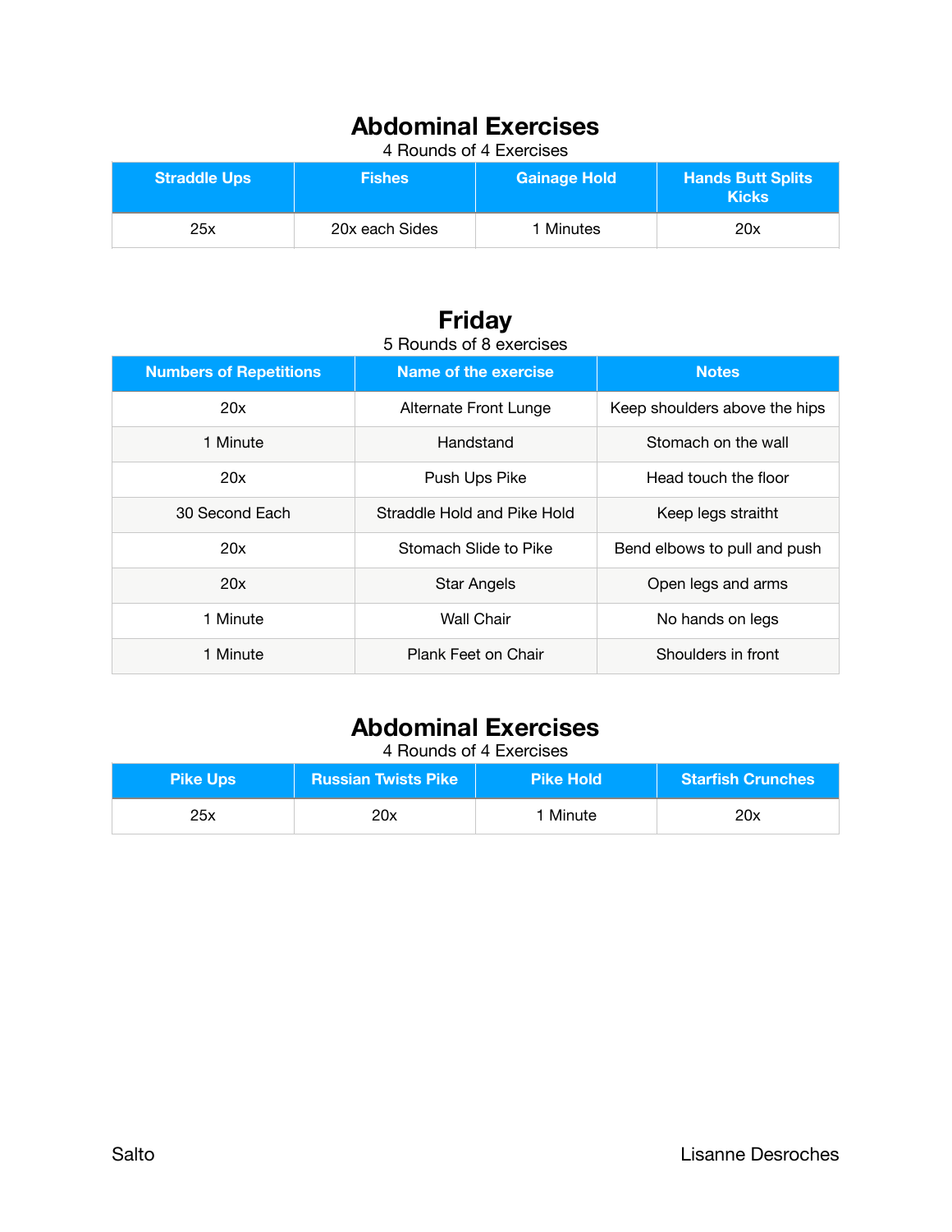# Abdominal Exercises

4 Rounds of 4 Exercises

| Straddle Ups | Fishes | Gainage Hold | Hands Butt Splits Kicks |
|---|---|---|---|
| 25x | 20x each Sides | 1 Minutes | 20x |

# Friday

5 Rounds of 8 exercises

| Numbers of Repetitions | Name of the exercise | Notes |
|---|---|---|
| 20x | Alternate Front Lunge | Keep shoulders above the hips |
| 1 Minute | Handstand | Stomach on the wall |
| 20x | Push Ups Pike | Head touch the floor |
| 30 Second Each | Straddle Hold and Pike Hold | Keep legs straitht |
| 20x | Stomach Slide to Pike | Bend elbows to pull and push |
| 20x | Star Angels | Open legs and arms |
| 1 Minute | Wall Chair | No hands on legs |
| 1 Minute | Plank Feet on Chair | Shoulders in front |

# Abdominal Exercises

4 Rounds of 4 Exercises

| Pike Ups | Russian Twists Pike | Pike Hold | Starfish Crunches |
|---|---|---|---|
| 25x | 20x | 1 Minute | 20x |